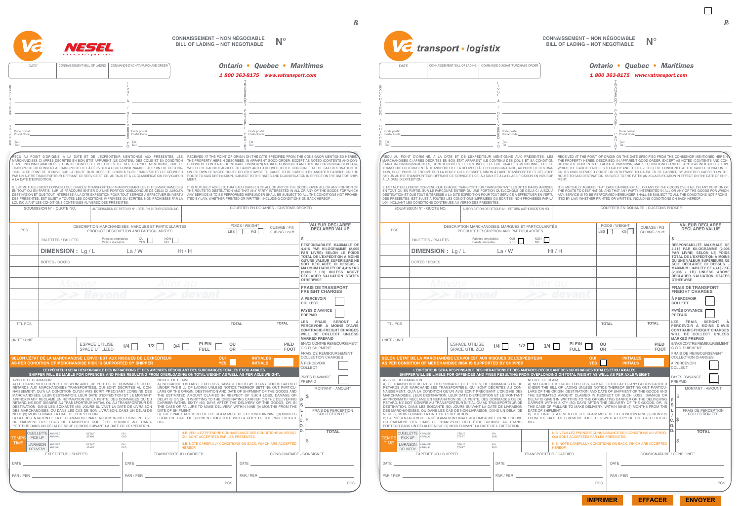# NESEL

**CONNAISSEMENT – NON NÉGOCIABLE**
**BILL OF LADING – NOT NEGOTIABLE**

**N°**

***Ontario • Quebec • Maritimes***

***1 800 363-8175 www.vatransport.com***

| DATE | CONNAISSEMENT/BILL OF LADING | COMMANDE D'ACHAT/PURCHASE ORDER |
|---|---|---|
| | | |

**EXPÉDITEUR / SHIPPER**
Code postal / Postal Code
Tél.: / Tel.:

**LIVRÉ À / DELIVERED TO**
Code postal / Postal Code
Tél.: / Tel.:

**TRANSPORT PAYABLE PAR / BY**
Code postal / Postal Code
Tél.: / Tel.:

REÇU AU POINT D'ORIGINE, À LA DATE ET DE L'EXPÉDITEUR MENTIONNÉ AUX PRÉSENTES, LES MARCHANDISES CI-APRÈS DÉCRITES EN BON ÉTAT APPARENT (LE CONTENU DES COLIS ET SA CONDITION ÉTANT INCONNUS)MARQUÉES, CONTRESIGNÉES ET DESTINÉES TEL QUE CI-APRÈS MENTIONNÉ, QUE LE TRANSPORTEUR CONSENT À TRANSPORTER ET À DÉLIVRER À LEUR CONSIGNATAIRE, AU POINT DE DESTINATION, SI CE POINT SE TROUVE SUR LA ROUTE QU'IL DESSERT, SINON À FAIRE TRANSPORTER ET DÉLIVRER PAR UN AUTRE TRANSPORTEUR OFFRANT CE SERVICE ET CE, AU TAUX ET À LA CLASSIFICATION EN VIGUEUR À LA DATE D'EXPÉDITION.

IL EST MUTUELLEMENT CONVENU QUE CHAQUE TRANSPORTEUR TRANSPORTANT LES DITES MARCHANDISES EN TOUT OU EN PARTIE, SUR LE PARCOURS ENTIER OU UNE PORTION QUELCONQUE DE CELUI-CI JUSQU'À DESTINATION ET QUE TOUT INTÉRESSÉ À LA DITE EXPÉDITION POUR TOUT SERVICE À EFFECTUER EN VERTU DES PRÉSENTES, EST SUJET À TOUTES LES CONDITIONS IMPRIMÉES OU ÉCRITES, NON PROHIBÉES PAR LA LOI, INCLUANT LES CONDITIONS CONTENUES AU VERSO DES PRÉSENTES.

RECEIVED AT THE POINT OF ORIGIN ON THE DATE SPECIFIED FROM THE CONSIGNOR MENTIONED HEREIN, THE PROPERTY HEREIN DESCRIBED, IN APPARENT GOOD ORDER, EXCEPT AS NOTED (CONTENTS AND CONDITIONS OF CONTENTS OF PACKAGE UNKNOWN) MARKED, CONSIGNED AND DESTINED AS INDICATED BELOW, WHICH THE CARRIER AGREES TO CARRY AND TO DELIVER TO THE CONSIGNEE AT THE SAID DESTINATION, IF ON ITS OWN SERVICED ROUTE OR OTHERWISE TO CAUSE TO BE CARRIED BY ANOTHER CARRIER ON THE ROUTE TO SAID DESTINATION, SUBJECT TO THE RATES AND CLASSIFICATION IN EFFECT ON THE DATE OF SHIPMENT.

IT IS MUTUALLY AGREED, THAT EACH CARRIER OF ALL OR ANY OF THE GOODS OVER ALL OR ANY PORTION OF THE ROUTE TO DESTINATION AND THAT ANY PARTY INTERESTED IN ALL OR ANY OF THE GOODS FOR WHICH ANY SERVICE IS TO BE PERFORMED HEREUNDER SHALL BE SUBJECT TO ALL THE CONDITIONS NOT PROHIBITED BY LAW, WHETHER PRINTED OR WRITTEN, INCLUDING CONDITIONS ON BACK HEREOF.

| SOUMISSION N° - QUOTE NO. | AUTORISATION DE RETOUR N° - RETURN AUTHORIZATION NO. | COURTIER EN DOUANES - CUSTOMS BROKER |
|---|---|---|
| | | |

| PCS | DESCRIPTION MARCHANDISES, MARQUES ET PARTICULARITÉS / PRODUCT DESCRIPTION AND PARTICULARITIES | POIDS / WEIGHT LBS ☐ KG ☐ | CUBAGE / Pi3 CUBING / cu.ft | VALEUR DÉCLARÉE / DECLARED VALUE |
|---|---|---|---|---|
| | PALETTES / PALLETS — Palettes empilables / Pallets stackable OUI / YES ☐ NON / NO ☐ | | | $ |
| | **DIMENSION :** Lg / L — La / W — Ht / H | | | **RESPONSABILITÉ MAXIMALE DE 4,41$ PAR KILOGRAMME (2,00$ PAR LIVRE) SELON LE POIDS TOTAL DE L'EXPÉDITION À MOINS QU'UNE VALEUR SUPÉRIEURE NE SOIT DÉCLARÉE CI DESSUS. - MAXIMUM LIABILITY OF 4,41$ / KG (2,00$ / LB) UNLESS ABOVE DECLARED VALUATION STATES OTHERWISE** |
| | BOÎTES / BOXES | | | |
| | | | | **FRAIS DE TRANSPORT / FREIGHT CHARGES** |
| | | | | **À PERCEVOIR / COLLECT** ☐ |
| | | | | **PAYÉS D'AVANCE / PREPAID** ☐ |
| TTL PCS | | TOTAL | TOTAL | **LES FRAIS SERONT À PERCEVOIR À MOINS D'AVIS CONTRAIRE-FREIGHT CHARGES WILL BE COLLECT UNLESS MARKED PREPAID** |

UNITÉ / UNIT — ESPACE UTILISÉ / SPACE UTILIZED: 1/4 ☐ 1/2 ☐ 3/4 ☐ PLEIN / FULL ☐ OU / OR ______ PIED / FOOT

**SELON L'ÉTAT DE LA MARCHANDISE L'ENVOI EST AUX RISQUES DE L'EXPÉDITEUR / AS PER CONDITION OF MERCHANDISE RISK IS SUPPORTED BY SHIPPER** — OUI / YES — INITIALES / INITIALS

**L'EXPÉDITEUR SERA RESPONSABLE DES INFRACTIONS ET DES AMENDES DÉCOULANT DES SURCHARGES TOTALES ET/OU AXIALES.**
**SHIPPER WILL BE LIABLE FOR OFFENCES AND FINES RESULTING FROM OVERLOADING ON TOTAL WEIGHT AS WELL AS PER AXLE WEIGHT.**

ENVOI CONTRE REMBOURSEMENT / C.O.D. SHIPMENT
FRAIS DE REMBOURSEMENT / COLLECTION CHARGES
À PERCEVOIR / COLLECT ☐
PAYÉS D'AVANCE / PREPAID ☐

**P.S.L. / C.O.D.**
MONTANT - AMOUNT: $
FRAIS DE PERCEPTION / COLLECTION FEE: $
TOTAL: $

AVIS DE RÉCLAMATION
A) LE TRANSPORTEUR N'EST RESPONSABLE DE PERTES, DE DOMMAGES OU DE RETARDS AUX MARCHANDISES TRANSPORTÉES, QUI SONT DÉCRITES AU CONNAISSEMENT, QU'À LA CONDITION QU'UN AVIS ÉCRIT PRÉCISANT L'ORIGINE DES MARCHANDISES, LEUR DESTINATION, LEUR DATE D'EXPÉDITION ET LE MONTANT APPROXIMATIF RÉCLAMÉ EN RÉPARATION DE LA PERTE, DES DOMMAGES OU DU RETARD, NE SOIT SIGNIFIÉ AU TRANSPORTEUR INITIAL OU AU TRANSPORTEUR DE DESTINATION, DANS LES SOIXANTE (60) JOURS SUIVANT LA DATE DE LIVRAISON DES MARCHANDISES, OU DANS LES CAS DE NON-LIVRAISON, DANS UN DÉLAI DE NEUF (9) MOIS SUIVANT LA DATE DE L'EXPÉDITION.
B) LA PRÉSENTATION DE LA RÉCLAMATION FINALE ACCOMPAGNÉE D'UNE PREUVE DU PAIEMENT DES FRAIS DE TRANSPORT DOIT ÊTRE SOUMISE AU TRANSPORTEUR DANS UN DÉLAI DE NEUF (9) MOIS SUIVANT LA DATE DE L'EXPÉDITION.

NOTICE OF CLAIM
A) NO CARRIER IS LIABLE FOR LOSS, DAMAGE OR DELAY TO ANY GOODS CARRIED UNDER THE BILL OF LADING UNLESS NOTICE THEREOF SETTING OUT PARTICULARS OF THE ORIGIN, DESTINATION AND DATE OF SHIPMENT OF THE GOODS AND THE ESTIMATED AMOUNT CLAIMED IN RESPECT OF SUCH LOSS, DAMAGE OR DELAY IS GIVEN IN WRITING TO THE ORIGINATING CARRIER OR THE DELIVERING CARRIER WITHIN SIXTY (60) DAYS AFTER THE DELIVERY OF THE GOODS, OR, IN THE CASE OF FAILURE TO MAKE DELIVERY, WITHIN NINE (9) MONTHS FROM THE DATE OF SHIPMENT.
B) THE FINAL STATEMENT OF THE CLAIM MUST BE FILED WITHIN NINE (9) MONTHS FROM THE DATE OF SHIPMENT TOGETHER WITH A COPY OF THE PAID FREIGHT BILL.

| TEMPS / TIME | | | | |
|---|---|---|---|---|
| CUEILLETTE / PICK UP | ARRIVÉE / ARRIVAL | DÉBUT / START | FIN / END | N.B. VEUILLEZ PRENDRE CONNAISSANCE DES CONDITIONS AU VERSO, QUI SONT ACCEPTÉES PAR LES PRÉSENTES. |
| LIVRAISON / DELIVERY | ARRIVÉE / ARRIVAL | DÉBUT / START | FIN / END | N.B. NOTE CAREFULLY CONDITIONS ON BACK, WHICH ARE ACCEPTED HEREOF. |

| EXPÉDITEUR / SHIPPER | TRANSPORTEUR / CARRIER | CONSIGNATAIRE / CONSIGNEE |
|---|---|---|
| DATE | DATE | DATE |
| PAR / PER | PAR / PER | PAR / PER |
| | PCS | PCS |

---

# transport • logistix

**CONNAISSEMENT – NON NÉGOCIABLE**
**BILL OF LADING – NOT NEGOTIABLE**

**N°**

***Ontario • Quebec • Maritimes***

***1 800 363-8175 www.vatransport.com***

(Same form content as above.)

IMPRIMER | EFFACER | ENVOYER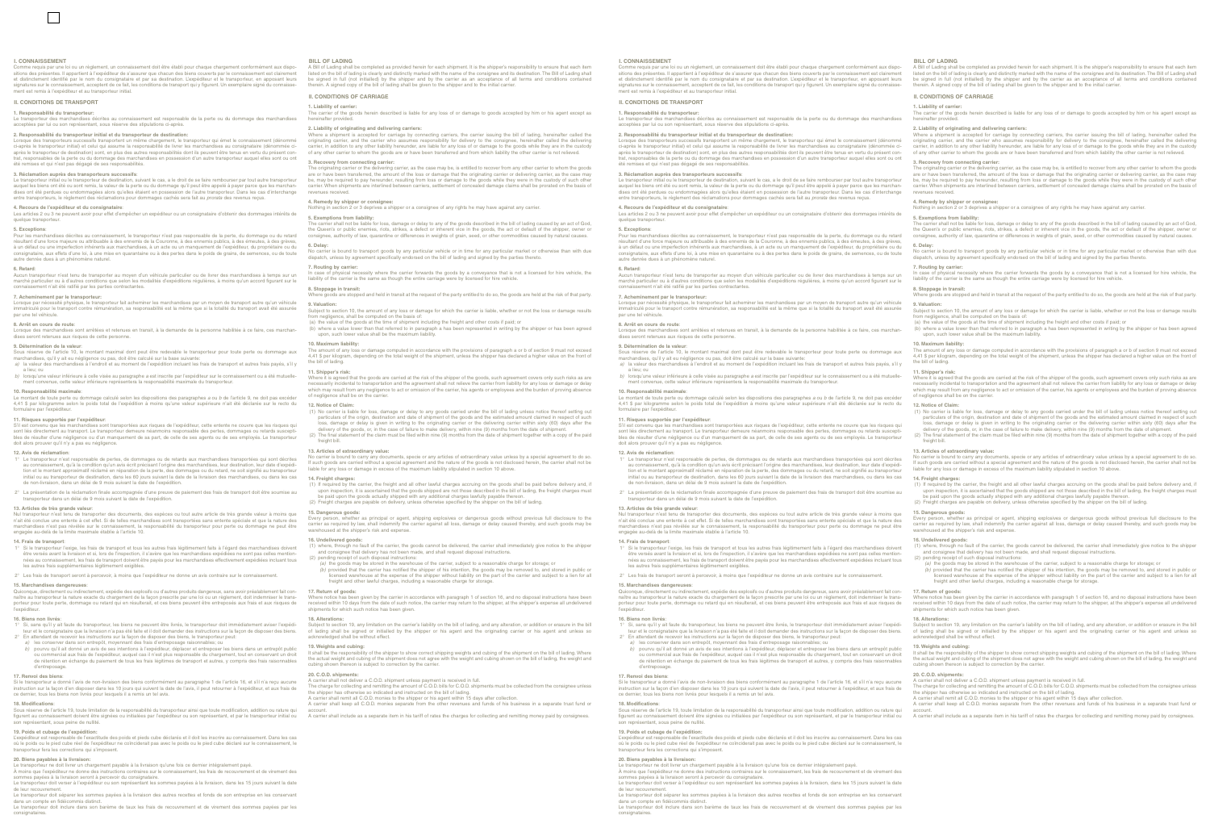## I. CONNAISSEMENT

Comme requis par une loi ou un règlement, un connaissement doit être établi pour chaque chargement conformément aux dispositions des présentes. Il appartient à l'expéditeur de s'assurer que chacun des biens couverts par le connaissement est clairement et distinctement identifié par le nom du consignataire et par sa destination. L'expéditeur et le transporteur, en apposant leurs signatures sur le connaissement, acceptent de ce fait, les conditions de transport qui y figurent. Un exemplaire signé du connaissement est remis à l'expéditeur et au transporteur initial.

## II. CONDITIONS DE TRANSPORT

**1. Responsabilité du transporteur:**
Le transporteur des marchandises décrites au connaissement est responsable de la perte ou du dommage des marchandises acceptées par lui ou son représentant, sous réserve des stipulations ci-après.

**2. Responsabilité du transporteur initial et du transporteur de destination:**
Lorsque des transporteurs successifs transportent un même chargement, le transporteur qui émet le connaissement (dénommé ci-après le transporteur initial) et celui qui assume la responsabilité de livrer les marchandises au consignataire (dénommée ci-après le transporteur de destination) sont, en plus des autres responsabilités dont ils peuvent être tenus en vertu du présent contrat, responsables de la perte ou du dommage des marchandises en possession d'un autre transporteur auquel elles sont ou ont été remises et qui n'est pas dégagé de ses responsabilités.

**3. Réclamation auprès des transporteurs successifs:**
Le transporteur initial ou le transporteur de destination, suivant le cas, a le droit de se faire rembourser par tout autre transporteur auquel les biens ont été ou sont remis, la valeur de la perte ou du dommage qu'il peut être appelé à payer parce que les marchandises ont été perdues ou endommagées alors qu'elles étaient en possession de l'autre transporteur. Dans les cas d'interchange entre transporteurs, le règlement des réclamations pour dommages cachés sera fait au prorata des revenus reçus.

**4. Recours de l'expéditeur et du consignataire:**
Les articles 2 ou 3 ne peuvent avoir pour effet d'empêcher un expéditeur ou un consignataire d'obtenir des dommages intérêts de quelque transporteur.

**5. Exceptions:**
Pour les marchandises décrites au connaissement, le transporteur n'est pas responsable de la perte, du dommage ou du retard résultant d'une force majeure ou attribuable à des ennemis de la Couronne, à des émeutes, à des grèves, à un défaut ou une imperfection inhérents aux marchandises, à un acte ou un manquement de l'expéditeur, du propriétaire ou du consignataire, aux effets d'une loi, à une mise en quarantaine ou à des pertes dans le poids de grains, de semences, ou de toute autre denrée dues à un phénomène naturel.

**6. Retard:**
Aucun transporteur n'est tenu de transporter au moyen d'un véhicule particulier ou de livrer des marchandises à temps sur un marché particulier ou à d'autres conditions que selon les modalités d'expéditions régulières, à moins qu'un accord figurant sur le connaissement n'ait été ratifié par les parties contractantes.

**7. Acheminement par le transporteur:**
Lorsque par nécessité physique, le transporteur fait acheminer les marchandises par un moyen de transport autre qu'un véhicule immatriculé pour le transport contre rémunération, sa responsabilité est la même que si la totalité du transport avait été assurée par une tel véhicule.

**8. Arrêt en cours de route:**
Lorsque des marchandises sont arrêtées et retenues en transit, à la demande de la personne habilitée à ce faire, ces marchandises sont retenues aux risques de cette personne.

**9. Détermination de la valeur:**
Sous réserve de l'article 10, le montant maximal dont peut être redevable le transporteur pour toute perte ou dommage aux marchandises, qu'il y ait eu négligence ou pas, doit être calculé sur la base suivante:
*a)* la valeur des marchandises à l'endroit et au moment de l'expédition incluant les frais de transport et autres frais payés, s'il y a lieu; ou
*b)* lorsqu'une valeur inférieure à celle visée au paragraphe a est inscrite par l'expéditeur sur le connaissement ou a été mutuellement convenue, cette valeur inférieure représente la responsabilité maximale du transporteur.

**10. Responsabilité maximale:**
Le montant de toute perte ou dommage calculé selon les dispositions des paragraphes a ou b de l'article 9, ne doit pas excéder 4,41 $ par kilogramme selon le poids total de l'expédition à moins qu'une valeur supérieure n'ait été déclarée sur le recto du formulaire par l'expéditeur.

**11. Risques supportés par l'expéditeur:**
S'il est convenu que les marchandises sont transportées aux risques de l'expéditeur, cette entente ne couvre que les risques qui sont liés directement au transport. Le transporteur demeure néanmoins responsable des pertes, dommages ou retards susceptibles de résulter d'une négligence ou d'un manquement de sa part, de celle de ses agents ou de ses employés. Le transporteur doit alors prouver qu'il n'y a pas eu négligence.

**12. Avis de réclamation:**
1° Le transporteur n'est responsable de pertes, de dommages ou de retards aux marchandises transportées qui sont décrites au connaissement, qu'à la condition qu'un avis écrit précisant l'origine des marchandises, leur destination, leur date d'expédition et le montant approximatif réclamé en réparation de la perte, des dommages ou du retard, ne soit signifié au transporteur initial ou au transporteur de destination, dans les 60 jours suivant la date de la livraison des marchandises, ou dans les cas de non-livraison, dans un délai de 9 mois suivant la date de l'expédition.
2° La présentation de la réclamation finale accompagnée d'une preuve de paiement des frais de transport doit être soumise au transporteur dans un délai de 9 mois suivant la date de l'expédition.

**13. Articles de très grande valeur:**
Nul transporteur n'est tenu de transporter des documents, des espèces ou tout autre article de très grande valeur à moins qu'il n'ait été conclu une entente à cet effet. Si de telles marchandises sont transportées sans entente spéciale et que la nature des marchandises n'est pas révélée sur le connaissement, la responsabilité du transporteur pour perte ou dommage ne peut être engagée au-delà de la limite maximale établie à l'article 10.

**14. Frais de transport:**
1° Si le transporteur l'exige, les frais de transport et tous les autres frais légitimement faits à l'égard des marchandises doivent être versés avant la livraison et si, lors de l'inspection, il s'avère que les marchandises expédiées ne sont pas celles mentionnées au connaissement, les frais de transport doivent être payés pour les marchandises effectivement expédiées incluant tous les autres frais supplémentaires légitimement exigibles.
2° Les frais de transport seront à percevoir, à moins que l'expéditeur ne donne un avis contraire sur le connaissement.

**15. Marchandises dangereuses:**
Quiconque, directement ou indirectement, expédie des explosifs ou d'autres produits dangereux, sans avoir préalablement fait connaître au transporteur la nature exacte du chargement de la façon prescrite par une loi ou un règlement, doit indemniser le transporteur pour toute perte, dommage ou retard qui en résultent, et ces biens peuvent être entreposés aux frais et aux risques de l'expéditeur.

**16. Biens non livrés:**
1° Si, sans qu'il y ait faute du transporteur, les biens ne peuvent être livrés, le transporteur doit immédiatement aviser l'expéditeur et le consignataire que la livraison n'a pas été faite et il doit demander des instructions sur la façon de disposer des biens.
2° En attendant de recevoir les instructions sur la façon de disposer des biens, le transporteur peut:
*a)* les conserver dans son entrepôt, moyennant des frais d'entreposage raisonnables; ou
*b)* pourvu qu'il ait donné un avis de ses intentions à l'expéditeur, déplacer et entreposer les biens dans un entrepôt public ou commercial aux frais de l'expéditeur, auquel cas il n'est plus responsable du chargement, tout en conservant un droit de rétention en échange du paiement de tous les frais légitimes de transport et autres, y compris des frais raisonnables d'entreposage.

**17. Renvoi des biens**
Si le transporteur a donné l'avis de non-livraison des biens conformément au paragraphe 1 de l'article 16, et s'il n'a reçu aucune instruction sur la façon d'en disposer dans les 10 jours qui suivent la date de l'avis, il peut retourner à l'expéditeur, aux frais de ce dernier, tous les biens non livrés pour lesquels il a remis un tel avis.

**18. Modifications:**
Sous réserve de l'article 19, toute limitation de la responsabilité du transporteur ainsi que toute modification, addition ou rature qui figurent au connaissement doivent être signées ou initialées par l'expéditeur ou son représentant, et par le transporteur initial ou son représentant, sous peine de nullité.

**19. Poids et cubage de l'expédition:**
L'expéditeur est responsable de l'exactitude des poids et pieds cube déclarés et il doit les inscrire au connaissement. Dans les cas où le poids ou le pied cube réel de l'expéditeur ne coïncidant pas avec le poids ou le pied cube déclaré sur le connaissement, le transporteur fera les corrections qui s'imposent.

**20. Biens payables à la livraison:**
Le transporteur ne doit livrer un chargement payable à la livraison qu'une fois ce dernier intégralement payé.
À moins que l'expéditeur ne donne des instructions contraires sur le connaissement, les frais de recouvrement et de virement des sommes payées à la livraison seront à percevoir du consignataire.
Le transporteur doit verser à l'expéditeur ou son représentant les sommes payées à la livraison, dans les 15 jours suivant la date de leur recouvrement.
Le transporteur doit séparer les sommes payées à la livraison des autres recettes et fonds de son entreprise en les conservant dans un compte en fidéicommis distinct.
Le transporteur doit inclure dans son barème de taux les frais de recouvrement et de virement des sommes payées par les consignataires.

## BILL OF LADING

A Bill of Lading shall be completed as provided herein for each shipment. It is the shipper's responsibility to ensure that each item listed on the bill of lading is clearly and distinctly marked with the name of the consignee and its destination. The Bill of Lading shall be signed in full (not initialled) by the shipper and by the carrier as an acceptance of all terms and conditions contained therein. A signed copy of the bill of lading shall be given to the shipper and to the initial carrier.

## II. CONDITIONS OF CARRIAGE

**1. Liability of carrier:**
The carrier of the goods herein described is liable for any loss of or damage to goods accepted by him or his agent except as hereinafter provided.

**2. Liability of originating and delivering carriers:**
Where a shipment is accepted for carriage by connecting carriers, the carrier issuing the bill of lading, hereinafter called the originating carrier, and the carrier who assumes responsibility for delivery to the consignee, hereinafter called the delivering carrier, in addition to any other liability hereunder, are liable for any loss of or damage to the goods while they are in the custody of any other carrier to whom the goods are or have been transferred and from which liability the other carrier is not relieved.

**3. Recovery from connecting carrier:**
The originating carrier or the delivering carrier, as the case may be, is entitled to recover from any other carrier to whom the goods are or have been transferred, the amount of the loss or damage that the originating carrier or delivering carrier, as the case may be, may be required to pay hereunder, resulting from loss or damage to the goods while they were in the custody of such other carrier. When shipments are interlined between carriers, settlement of concealed damage claims shall be prorated on the basis of revenues received.

**4. Remedy by shipper or consignee:**
Nothing in section 2 or 3 deprives a shipper or a consignee of any rights he may have against any carrier.

**5. Exemptions from liability:**
The carrier shall not be liable for loss, damage or delay to any of the goods described in the bill of lading caused by an act of God, the Queen's or public enemies, riots, strikes, a defect or inherent vice in the goods, the act or default of the shipper, owner or consignee, authority of law, quarantine or differences in weights of grain, seed, or other commodities caused by natural causes.

**6. Delay:**
No carrier is bound to transport goods by any particular vehicle or in time for any particular market or otherwise than with due dispatch, unless by agreement specifically endorsed on the bill of lading and signed by the parties thereto.

**7. Routing by carrier:**
In case of physical necessity where the carrier forwards the goods by a conveyance that is not a licensed for hire vehicle, the liability of the carrier is the same as though the entire carriage were by licensed for hire vehicle.

**8. Stoppage in transit:**
Where goods are stopped and held in transit at the request of the party entitled to do so, the goods are held at the risk of that party.

**9. Valuation:**
Subject to section 10, the amount of any loss or damage for which the carrier is liable, whether or not the loss or damage results from negligence, shall be computed on the basis of:
(a) the value of the goods at the time of shipment including the freight and other costs if paid; or
(b) where a value lower than that referred to in paragraph a has been represented in writing by the shipper or has been agreed upon, such lower value shall be the maximum liability.

**10. Maximum liability:**
The amount of any loss or damage computed in accordance with the provisions of paragraph a or b of section 9 must not exceed 4.41 $ per kilogram, depending on the total weight of the shipment, unless the shipper has declared a higher value on the front of the bill of lading.

**11. Shipper's risk:**
Where it is agreed that the goods are carried at the risk of the shipper of the goods, such agreement covers only such risks as are necessarily incidental to transportation and the agreement shall not relieve the carrier from liability for any loss or damage or delay which may result from any negligence to act or omission of the carrier, his agents or employees and the burden of proving absence of negligence shall be on the carrier.

**12. Notice of Claim:**
(1) No carrier is liable for loss, damage or delay to any goods carried under the bill of lading unless notice thereof setting out particulars of the origin, destination and date of shipment of the goods and the estimated amount claimed in respect of such loss, damage or delay is given in writing to the originating carrier or the delivering carrier within sixty (60) days after the delivery of the goods, or, in the case of failure to make delivery, within nine (9) months from the date of shipment.
(2) The final statement of the claim must be filed within nine (9) months from the date of shipment together with a copy of the paid freight bill.

**13. Articles of extraordinary value:**
No carrier is bound to carry any documents, specie or any articles of extraordinary values unless by a special agreement to do so. If such goods are carried without a special agreement and the nature of the goods is not disclosed herein, the carrier shall not be liable for any loss or damage in excess of the maximum liability stipulated in section 10 above.

**14. Freight charges:**
(1) If required by the carrier, the freight and all other lawful charges accruing on the goods shall be paid before delivery and, if upon inspection, it is ascertained that the goods shipped are not those described in the bill of lading, the freight charges must be paid upon the goods actually shipped with any additional charges lawfully payable thereon.
(2) Freight charges are payable on delivery, unless otherwise specified by the shipper on the bill of lading.

**15. Dangerous goods:**
Every person, whether as principal or agent, shipping explosives or dangerous goods without previous full disclosure to the carrier as required by law, shall indemnify the carrier against all loss, damage or delay caused thereby, and such goods may be warehoused at the shipper's risk and expense.

**16. Undelivered goods:**
(1) Where, through no fault of the carrier, the goods cannot be delivered, the carrier shall immediately give notice to the shipper and consignee that delivery has not been made, and shall request disposal instructions.
(2) pending receipt of such disposal instructions:
(a) the goods may be stored in the warehouse of the carrier, subject to a reasonable charge for storage; or
(b) provided that the carrier has notified the shipper of his intention, the goods may be removed to, and stored in public or licensed warehouse at the expense of the shipper without liability on the part of the carrier and subject to a lien for all freight and other lawful charges, including a reasonable charge for storage.

**17. Return of goods:**
Where notice has been given by the carrier in accordance with paragraph 1 of section 16, and no disposal instructions have been received within 10 days from the date of such notice, the carrier may return to the shipper, at the shipper's expense all undelivered shipments for which such notice has been given.

**18. Alterations:**
Subject to section 19, any limitation on the carrier's liability on the bill of lading, and any alteration, or addition or erasure in the bill of lading shall be signed or initialled by the shipper or his agent and the originating carrier or his agent and unless so acknowledged shall be without effect.

**19. Weights and cubing:**
It shall be the responsibility of the shipper to show correct shipping weights and cubing of the shipment on the bill of lading. Where the actual weight and cubing of the shipment does not agree with the weight and cubing shown on the bill of lading, the weight and cubing shown thereon is subject to correction by the carrier.

**20. C.O.D. shipments:**
A carrier shall not deliver a C.O.D. shipment unless payment is received in full.
The charges for collecting and remitting the amount of C.O.D. bills for C.O.D. shipments must be collected from the consignee unless the shipper has otherwise so indicated and instructed on the bill of lading.
A carrier shall remit all C.O.D. monies to the shipper or his agent within 15 days after collection.
A carrier shall keep all C.O.D. monies separate from the other revenues and funds of his business in a separate trust fund or account.
A carrier shall include as a separate item in his tariff of rates the charges for collecting and remitting money paid by consignee.

## I. CONNAISSEMENT

Comme requis par une loi ou un règlement, un connaissement doit être établi pour chaque chargement conformément aux dispositions des présentes. Il appartient à l'expéditeur de s'assurer que chacun des biens couverts par le connaissement est clairement et distinctement identifié par le nom du consignataire et par sa destination. L'expéditeur et le transporteur, en apposant leurs signatures sur le connaissement, acceptent de ce fait, les conditions de transport qui y figurent. Un exemplaire signé du connaissement est remis à l'expéditeur et au transporteur initial.

## II. CONDITIONS DE TRANSPORT

**1. Responsabilité du transporteur:**
Le transporteur des marchandises décrites au connaissement est responsable de la perte ou du dommage des marchandises acceptées par lui ou son représentant, sous réserve des stipulations ci-après.

**2. Responsabilité du transporteur initial et du transporteur de destination:**
Lorsque des transporteurs successifs transportent un même chargement, le transporteur qui émet le connaissement (dénommé ci-après le transporteur initial) et celui qui assume la responsabilité de livrer les marchandises au consignataire (dénommée ci-après le transporteur de destination) sont, en plus des autres responsabilités dont ils peuvent être tenus en vertu du présent contrat, responsables de la perte ou du dommage des marchandises en possession d'un autre transporteur auquel elles sont ou ont été remises et qui n'est pas dégagé de ses responsabilités.

**3. Réclamation auprès des transporteurs successifs:**
Le transporteur initial ou le transporteur de destination, suivant le cas, a le droit de se faire rembourser par tout autre transporteur auquel les biens ont été ou sont remis, la valeur de la perte ou du dommage qu'il peut être appelé à payer parce que les marchandises ont été perdues ou endommagées alors qu'elles étaient en possession de l'autre transporteur. Dans les cas d'interchange entre transporteurs, le règlement des réclamations pour dommages cachés sera fait au prorata des revenus reçus.

**4. Recours de l'expéditeur et du consignataire:**
Les articles 2 ou 3 ne peuvent avoir pour effet d'empêcher un expéditeur ou un consignataire d'obtenir des dommages intérêts de quelque transporteur.

**5. Exceptions:**
Pour les marchandises décrites au connaissement, le transporteur n'est pas responsable de la perte, du dommage ou du retard résultant d'une force majeure ou attribuable à des ennemis de la Couronne, à des émeutes, à des grèves, à un défaut ou une imperfection inhérents aux marchandises, à un acte ou un manquement de l'expéditeur, du propriétaire ou du consignataire, aux effets d'une loi, à une mise en quarantaine ou à des pertes dans le poids de grains, de semences, ou de toute autre denrée dues à un phénomène naturel.

**6. Retard:**
Aucun transporteur n'est tenu de transporter au moyen d'un véhicule particulier ou de livrer des marchandises à temps sur un marché particulier ou à d'autres conditions que selon les modalités d'expéditions régulières, à moins qu'un accord figurant sur le connaissement n'ait été ratifié par les parties contractantes.

**7. Acheminement par le transporteur:**
Lorsque par nécessité physique, le transporteur fait acheminer les marchandises par un moyen de transport autre qu'un véhicule immatriculé pour le transport contre rémunération, sa responsabilité est la même que si la totalité du transport avait été assurée par une tel véhicule.

**8. Arrêt en cours de route:**
Lorsque des marchandises sont arrêtées et retenues en transit, à la demande de la personne habilitée à ce faire, ces marchandises sont retenues aux risques de cette personne.

**9. Détermination de la valeur:**
Sous réserve de l'article 10, le montant maximal dont peut être redevable le transporteur pour toute perte ou dommage aux marchandises, qu'il y ait eu négligence ou pas, doit être calculé sur la base suivante:
*a)* la valeur des marchandises à l'endroit et au moment de l'expédition incluant les frais de transport et autres frais payés, s'il y a lieu; ou
*b)* lorsqu'une valeur inférieure à celle visée au paragraphe a est inscrite par l'expéditeur sur le connaissement ou a été mutuellement convenue, cette valeur inférieure représente la responsabilité maximale du transporteur.

**10. Responsabilité maximale:**
Le montant de toute perte ou dommage calculé selon les dispositions des paragraphes a ou b de l'article 9, ne doit pas excéder 4,41 $ par kilogramme selon le poids total de l'expédition à moins qu'une valeur supérieure n'ait été déclarée sur le recto du formulaire par l'expéditeur.

**11. Risques supportés par l'expéditeur:**
S'il est convenu que les marchandises sont transportées aux risques de l'expéditeur, cette entente ne couvre que les risques qui sont liés directement au transport. Le transporteur demeure néanmoins responsable des pertes, dommages ou retards susceptibles de résulter d'une négligence ou d'un manquement de sa part, de celle de ses agents ou de ses employés. Le transporteur doit alors prouver qu'il n'y a pas eu négligence.

**12. Avis de réclamation:**
1° Le transporteur n'est responsable de pertes, de dommages ou de retards aux marchandises transportées qui sont décrites au connaissement, qu'à la condition qu'un avis écrit précisant l'origine des marchandises, leur destination, leur date d'expédition et le montant approximatif réclamé en réparation de la perte, des dommages ou du retard, ne soit signifié au transporteur initial ou au transporteur de destination, dans les 60 jours suivant la date de la livraison des marchandises, ou dans les cas de non-livraison, dans un délai de 9 mois suivant la date de l'expédition.
2° La présentation de la réclamation finale accompagnée d'une preuve de paiement des frais de transport doit être soumise au transporteur dans un délai de 9 mois suivant la date de l'expédition.

**13. Articles de très grande valeur:**
Nul transporteur n'est tenu de transporter des documents, des espèces ou tout autre article de très grande valeur à moins qu'il n'ait été conclu une entente à cet effet. Si de telles marchandises sont transportées sans entente spéciale et que la nature des marchandises n'est pas révélée sur le connaissement, la responsabilité du transporteur pour perte ou dommage ne peut être engagée au-delà de la limite maximale établie à l'article 10.

**14. Frais de transport:**
1° Si le transporteur l'exige, les frais de transport et tous les autres frais légitimement faits à l'égard des marchandises doivent être versés avant la livraison et si, lors de l'inspection, il s'avère que les marchandises expédiées ne sont pas celles mentionnées au connaissement, les frais de transport doivent être payés pour les marchandises effectivement expédiées incluant tous les autres frais supplémentaires légitimement exigibles.
2° Les frais de transport seront à percevoir, à moins que l'expéditeur ne donne un avis contraire sur le connaissement.

**15. Marchandises dangereuses:**
Quiconque, directement ou indirectement, expédie des explosifs ou d'autres produits dangereux, sans avoir préalablement fait connaître au transporteur la nature exacte du chargement de la façon prescrite par une loi ou un règlement, doit indemniser le transporteur pour toute perte, dommage ou retard qui en résultent, et ces biens peuvent être entreposés aux frais et aux risques de l'expéditeur.

**16. Biens non livrés:**
1° Si, sans qu'il y ait faute du transporteur, les biens ne peuvent être livrés, le transporteur doit immédiatement aviser l'expéditeur et le consignataire que la livraison n'a pas été faite et il doit demander des instructions sur la façon de disposer des biens.
2° En attendant de recevoir les instructions sur la façon de disposer des biens, le transporteur peut:
*a)* les conserver dans son entrepôt, moyennant des frais d'entreposage raisonnables; ou
*b)* pourvu qu'il ait donné un avis de ses intentions à l'expéditeur, déplacer et entreposer les biens dans un entrepôt public ou commercial aux frais de l'expéditeur, auquel cas il n'est plus responsable du chargement, tout en conservant un droit de rétention en échange du paiement de tous les frais légitimes de transport et autres, y compris des frais raisonnables d'entreposage.

**17. Renvoi des biens**
Si le transporteur a donné l'avis de non-livraison des biens conformément au paragraphe 1 de l'article 16, et s'il n'a reçu aucune instruction sur la façon d'en disposer dans les 10 jours qui suivent la date de l'avis, il peut retourner à l'expéditeur, aux frais de ce dernier, tous les biens non livrés pour lesquels il a remis un tel avis.

**18. Modifications:**
Sous réserve de l'article 19, toute limitation de la responsabilité du transporteur ainsi que toute modification, addition ou rature qui figurent au connaissement doivent être signées ou initialées par l'expéditeur ou son représentant, et par le transporteur initial ou son représentant, sous peine de nullité.

**19. Poids et cubage de l'expédition:**
L'expéditeur est responsable de l'exactitude des poids et pieds cube déclarés et il doit les inscrire au connaissement. Dans les cas où le poids ou le pied cube réel de l'expéditeur ne coïncidant pas avec le poids ou le pied cube déclaré sur le connaissement, le transporteur fera les corrections qui s'imposent.

**20. Biens payables à la livraison:**
Le transporteur ne doit livrer un chargement payable à la livraison qu'une fois ce dernier intégralement payé.
À moins que l'expéditeur ne donne des instructions contraires sur le connaissement, les frais de recouvrement et de virement des sommes payées à la livraison seront à percevoir du consignataire.
Le transporteur doit verser à l'expéditeur ou son représentant les sommes payées à la livraison, dans les 15 jours suivant la date de leur recouvrement.
Le transporteur doit séparer les sommes payées à la livraison des autres recettes et fonds de son entreprise en les conservant dans un compte en fidéicommis distinct.
Le transporteur doit inclure dans son barème de taux les frais de recouvrement et de virement des sommes payées par les consignataires.

## BILL OF LADING

A Bill of Lading shall be completed as provided herein for each shipment. It is the shipper's responsibility to ensure that each item listed on the bill of lading is clearly and distinctly marked with the name of the consignee and its destination. The Bill of Lading shall be signed in full (not initialled) by the shipper and by the carrier as an acceptance of all terms and conditions contained therein. A signed copy of the bill of lading shall be given to the shipper and to the initial carrier.

## II. CONDITIONS OF CARRIAGE

**1. Liability of carrier:**
The carrier of the goods herein described is liable for any loss of or damage to goods accepted by him or his agent except as hereinafter provided.

**2. Liability of originating and delivering carriers:**
Where a shipment is accepted for carriage by connecting carriers, the carrier issuing the bill of lading, hereinafter called the originating carrier, and the carrier who assumes responsibility for delivery to the consignee, hereinafter called the delivering carrier, in addition to any other liability hereunder, are liable for any loss of or damage to the goods while they are in the custody of any other carrier to whom the goods are or have been transferred and from which liability the other carrier is not relieved.

**3. Recovery from connecting carrier:**
The originating carrier or the delivering carrier, as the case may be, is entitled to recover from any other carrier to whom the goods are or have been transferred, the amount of the loss or damage that the originating carrier or delivering carrier, as the case may be, may be required to pay hereunder, resulting from loss or damage to the goods while they were in the custody of such other carrier. When shipments are interlined between carriers, settlement of concealed damage claims shall be prorated on the basis of revenues received.

**4. Remedy by shipper or consignee:**
Nothing in section 2 or 3 deprives a shipper or a consignee of any rights he may have against any carrier.

**5. Exemptions from liability:**
The carrier shall not be liable for loss, damage or delay to any of the goods described in the bill of lading caused by an act of God, the Queen's or public enemies, riots, strikes, a defect or inherent vice in the goods, the act or default of the shipper, owner or consignee, authority of law, quarantine or differences in weights of grain, seed, or other commodities caused by natural causes.

**6. Delay:**
No carrier is bound to transport goods by any particular vehicle or in time for any particular market or otherwise than with due dispatch, unless by agreement specifically endorsed on the bill of lading and signed by the parties thereto.

**7. Routing by carrier:**
In case of physical necessity where the carrier forwards the goods by a conveyance that is not a licensed for hire vehicle, the liability of the carrier is the same as though the entire carriage were by licensed for hire vehicle.

**8. Stoppage in transit:**
Where goods are stopped and held in transit at the request of the party entitled to do so, the goods are held at the risk of that party.

**9. Valuation:**
Subject to section 10, the amount of any loss or damage for which the carrier is liable, whether or not the loss or damage results from negligence, shall be computed on the basis of:
(a) the value of the goods at the time of shipment including the freight and other costs if paid; or
(b) where a value lower than that referred to in paragraph a has been represented in writing by the shipper or has been agreed upon, such lower value shall be the maximum liability.

**10. Maximum liability:**
The amount of any loss or damage computed in accordance with the provisions of paragraph a or b of section 9 must not exceed 4.41 $ per kilogram, depending on the total weight of the shipment, unless the shipper has declared a higher value on the front of the bill of lading.

**11. Shipper's risk:**
Where it is agreed that the goods are carried at the risk of the shipper of the goods, such agreement covers only such risks as are necessarily incidental to transportation and the agreement shall not relieve the carrier from liability for any loss or damage or delay which may result from any negligence to act or omission of the carrier, his agents or employees and the burden of proving absence of negligence shall be on the carrier.

**12. Notice of Claim:**
(1) No carrier is liable for loss, damage or delay to any goods carried under the bill of lading unless notice thereof setting out particulars of the origin, destination and date of shipment of the goods and the estimated amount claimed in respect of such loss, damage or delay is given in writing to the originating carrier or the delivering carrier within sixty (60) days after the delivery of the goods, or, in the case of failure to make delivery, within nine (9) months from the date of shipment.
(2) The final statement of the claim must be filed within nine (9) months from the date of shipment together with a copy of the paid freight bill.

**13. Articles of extraordinary value:**
No carrier is bound to carry any documents, specie or any articles of extraordinary values unless by a special agreement to do so. If such goods are carried without a special agreement and the nature of the goods is not disclosed herein, the carrier shall not be liable for any loss or damage in excess of the maximum liability stipulated in section 10 above.

**14. Freight charges:**
(1) If required by the carrier, the freight and all other lawful charges accruing on the goods shall be paid before delivery and, if upon inspection, it is ascertained that the goods shipped are not those described in the bill of lading, the freight charges must be paid upon the goods actually shipped with any additional charges lawfully payable thereon.
(2) Freight charges are payable on delivery, unless otherwise specified by the shipper on the bill of lading.

**15. Dangerous goods:**
Every person, whether as principal or agent, shipping explosives or dangerous goods without previous full disclosure to the carrier as required by law, shall indemnify the carrier against all loss, damage or delay caused thereby, and such goods may be warehoused at the shipper's risk and expense.

**16. Undelivered goods:**
(1) Where, through no fault of the carrier, the goods cannot be delivered, the carrier shall immediately give notice to the shipper and consignee that delivery has not been made, and shall request disposal instructions.
(2) pending receipt of such disposal instructions:
(a) the goods may be stored in the warehouse of the carrier, subject to a reasonable charge for storage; or
(b) provided that the carrier has notified the shipper of his intention, the goods may be removed to, and stored in public or licensed warehouse at the expense of the shipper without liability on the part of the carrier and subject to a lien for all freight and other lawful charges, including a reasonable charge for storage.

**17. Return of goods:**
Where notice has been given by the carrier in accordance with paragraph 1 of section 16, and no disposal instructions have been received within 10 days from the date of such notice, the carrier may return to the shipper, at the shipper's expense all undelivered shipments for which such notice has been given.

**18. Alterations:**
Subject to section 19, any limitation on the carrier's liability on the bill of lading, and any alteration, or addition or erasure in the bill of lading shall be signed or initialled by the shipper or his agent and the originating carrier or his agent and unless so acknowledged shall be without effect.

**19. Weights and cubing:**
It shall be the responsibility of the shipper to show correct shipping weights and cubing of the shipment on the bill of lading. Where the actual weight and cubing of the shipment does not agree with the weight and cubing shown on the bill of lading, the weight and cubing shown thereon is subject to correction by the carrier.

**20. C.O.D. shipments:**
A carrier shall not deliver a C.O.D. shipment unless payment is received in full.
The charges for collecting and remitting the amount of C.O.D. bills for C.O.D. shipments must be collected from the consignee unless the shipper has otherwise so indicated and instructed on the bill of lading.
A carrier shall remit all C.O.D. monies to the shipper or his agent within 15 days after collection.
A carrier shall keep all C.O.D. monies separate from the other revenues and funds of his business in a separate trust fund or account.
A carrier shall include as a separate item in his tariff of rates the charges for collecting and remitting money paid by consignee.